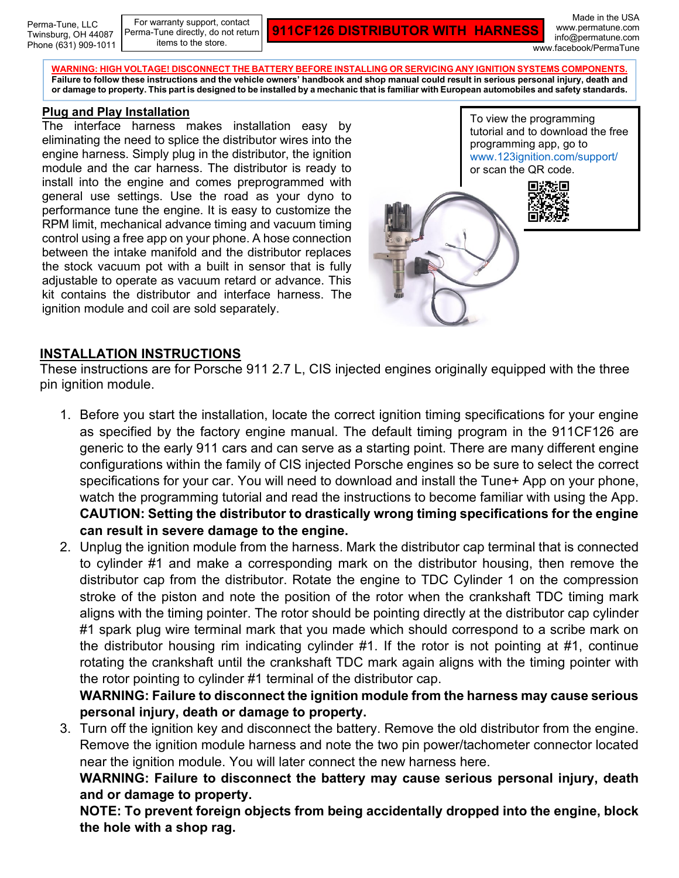Perma-Tune, LLC
Twinsburg, OH 44087
Phone (631) 909-1011

For warranty support, contact Perma-Tune directly, do not return items to the store.

# 911CF126 DISTRIBUTOR WITH HARNESS

Made in the USA
www.permatune.com
info@permatune.com
www.facebook/PermaTune

**WARNING: HIGH VOLTAGE! DISCONNECT THE BATTERY BEFORE INSTALLING OR SERVICING ANY IGNITION SYSTEMS COMPONENTS. Failure to follow these instructions and the vehicle owners' handbook and shop manual could result in serious personal injury, death and or damage to property. This part is designed to be installed by a mechanic that is familiar with European automobiles and safety standards.**

## Plug and Play Installation

The interface harness makes installation easy by eliminating the need to splice the distributor wires into the engine harness. Simply plug in the distributor, the ignition module and the car harness. The distributor is ready to install into the engine and comes preprogrammed with general use settings. Use the road as your dyno to performance tune the engine. It is easy to customize the RPM limit, mechanical advance timing and vacuum timing control using a free app on your phone. A hose connection between the intake manifold and the distributor replaces the stock vacuum pot with a built in sensor that is fully adjustable to operate as vacuum retard or advance. This kit contains the distributor and interface harness. The ignition module and coil are sold separately.

To view the programming tutorial and to download the free programming app, go to www.123ignition.com/support/ or scan the QR code.

## INSTALLATION INSTRUCTIONS

These instructions are for Porsche 911 2.7 L, CIS injected engines originally equipped with the three pin ignition module.

1. Before you start the installation, locate the correct ignition timing specifications for your engine as specified by the factory engine manual. The default timing program in the 911CF126 are generic to the early 911 cars and can serve as a starting point. There are many different engine configurations within the family of CIS injected Porsche engines so be sure to select the correct specifications for your car. You will need to download and install the Tune+ App on your phone, watch the programming tutorial and read the instructions to become familiar with using the App. **CAUTION: Setting the distributor to drastically wrong timing specifications for the engine can result in severe damage to the engine.**
2. Unplug the ignition module from the harness. Mark the distributor cap terminal that is connected to cylinder #1 and make a corresponding mark on the distributor housing, then remove the distributor cap from the distributor. Rotate the engine to TDC Cylinder 1 on the compression stroke of the piston and note the position of the rotor when the crankshaft TDC timing mark aligns with the timing pointer. The rotor should be pointing directly at the distributor cap cylinder #1 spark plug wire terminal mark that you made which should correspond to a scribe mark on the distributor housing rim indicating cylinder #1. If the rotor is not pointing at #1, continue rotating the crankshaft until the crankshaft TDC mark again aligns with the timing pointer with the rotor pointing to cylinder #1 terminal of the distributor cap.
   **WARNING: Failure to disconnect the ignition module from the harness may cause serious personal injury, death or damage to property.**
3. Turn off the ignition key and disconnect the battery. Remove the old distributor from the engine. Remove the ignition module harness and note the two pin power/tachometer connector located near the ignition module. You will later connect the new harness here.
   **WARNING: Failure to disconnect the battery may cause serious personal injury, death and or damage to property.**
   **NOTE: To prevent foreign objects from being accidentally dropped into the engine, block the hole with a shop rag.**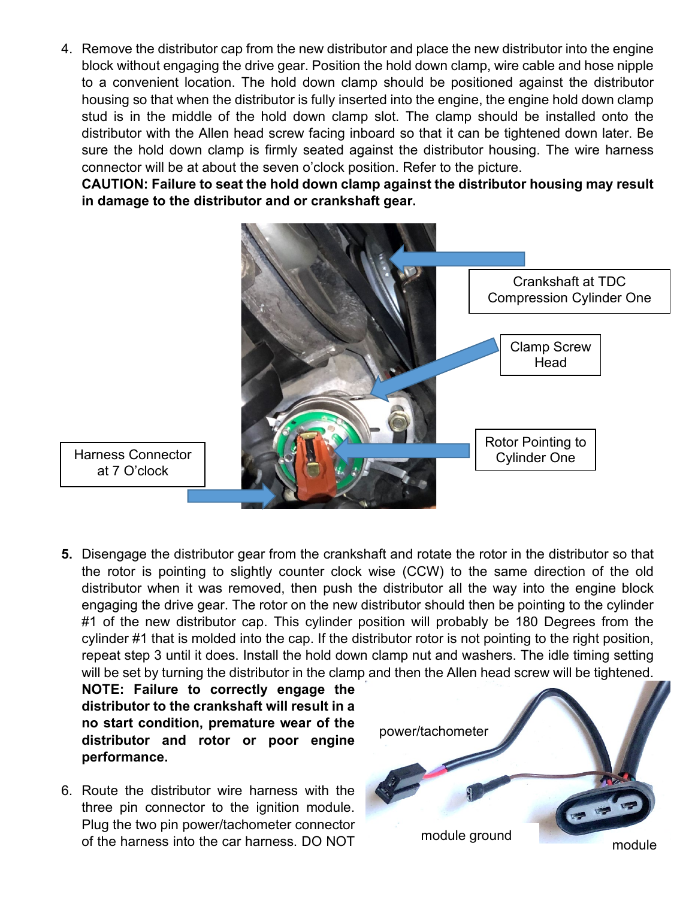4. Remove the distributor cap from the new distributor and place the new distributor into the engine block without engaging the drive gear. Position the hold down clamp, wire cable and hose nipple to a convenient location. The hold down clamp should be positioned against the distributor housing so that when the distributor is fully inserted into the engine, the engine hold down clamp stud is in the middle of the hold down clamp slot. The clamp should be installed onto the distributor with the Allen head screw facing inboard so that it can be tightened down later. Be sure the hold down clamp is firmly seated against the distributor housing. The wire harness connector will be at about the seven o'clock position. Refer to the picture.
   **CAUTION: Failure to seat the hold down clamp against the distributor housing may result in damage to the distributor and or crankshaft gear.**

Crankshaft at TDC Compression Cylinder One

Clamp Screw Head

Rotor Pointing to Cylinder One

Harness Connector at 7 O'clock

5. Disengage the distributor gear from the crankshaft and rotate the rotor in the distributor so that the rotor is pointing to slightly counter clock wise (CCW) to the same direction of the old distributor when it was removed, then push the distributor all the way into the engine block engaging the drive gear. The rotor on the new distributor should then be pointing to the cylinder #1 of the new distributor cap. This cylinder position will probably be 180 Degrees from the cylinder #1 that is molded into the cap. If the distributor rotor is not pointing to the right position, repeat step 3 until it does. Install the hold down clamp nut and washers. The idle timing setting will be set by turning the distributor in the clamp and then the Allen head screw will be tightened.
   **NOTE: Failure to correctly engage the distributor to the crankshaft will result in a no start condition, premature wear of the distributor and rotor or poor engine performance.**

6. Route the distributor wire harness with the three pin connector to the ignition module. Plug the two pin power/tachometer connector of the harness into the car harness. DO NOT

power/tachometer

module ground

module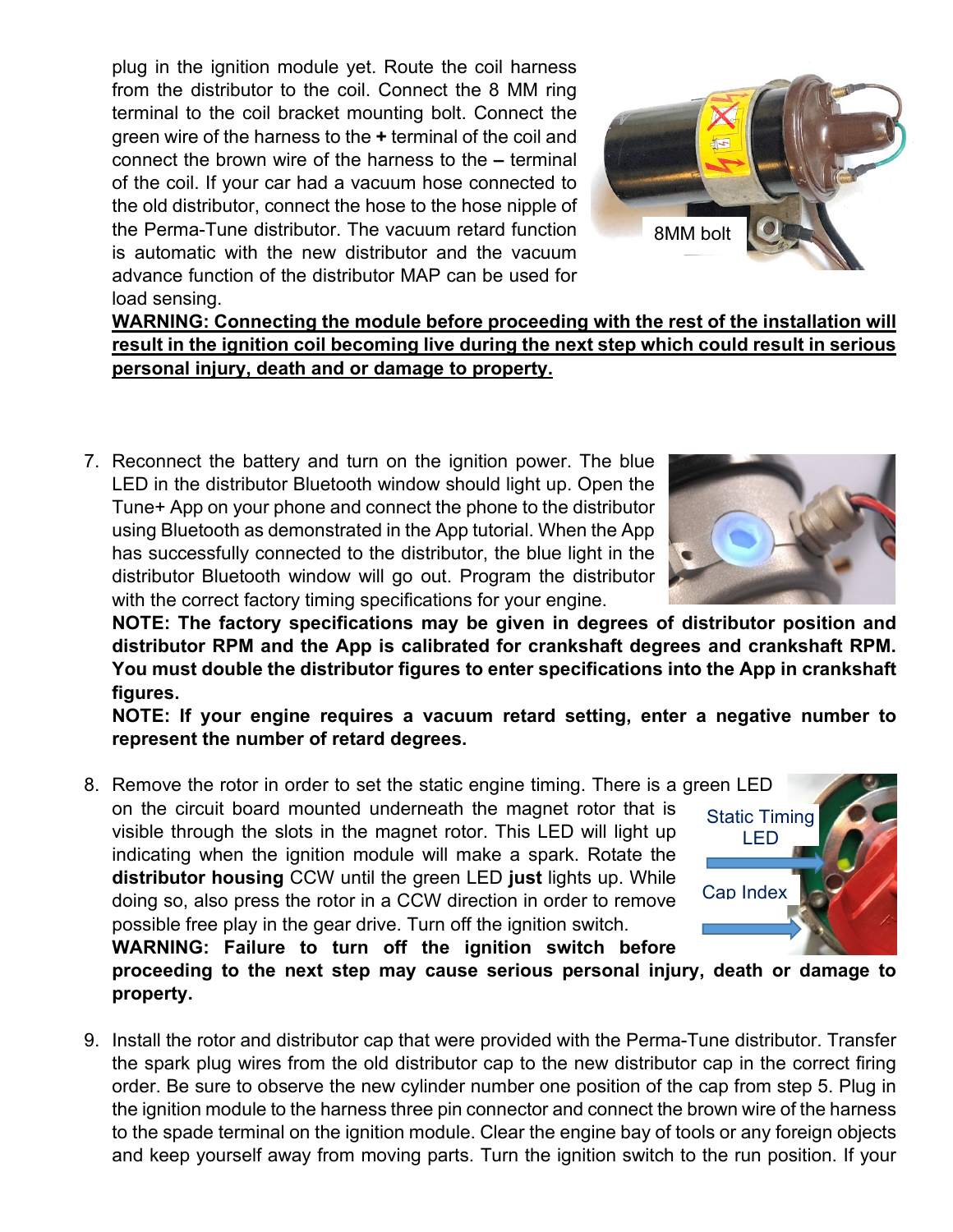plug in the ignition module yet. Route the coil harness from the distributor to the coil. Connect the 8 MM ring terminal to the coil bracket mounting bolt. Connect the green wire of the harness to the **+** terminal of the coil and connect the brown wire of the harness to the **–** terminal of the coil. If your car had a vacuum hose connected to the old distributor, connect the hose to the hose nipple of the Perma-Tune distributor. The vacuum retard function is automatic with the new distributor and the vacuum advance function of the distributor MAP can be used for load sensing.

8MM bolt

**WARNING: Connecting the module before proceeding with the rest of the installation will result in the ignition coil becoming live during the next step which could result in serious personal injury, death and or damage to property.**

7. Reconnect the battery and turn on the ignition power. The blue LED in the distributor Bluetooth window should light up. Open the Tune+ App on your phone and connect the phone to the distributor using Bluetooth as demonstrated in the App tutorial. When the App has successfully connected to the distributor, the blue light in the distributor Bluetooth window will go out. Program the distributor with the correct factory timing specifications for your engine.
   **NOTE: The factory specifications may be given in degrees of distributor position and distributor RPM and the App is calibrated for crankshaft degrees and crankshaft RPM. You must double the distributor figures to enter specifications into the App in crankshaft figures.**
   **NOTE: If your engine requires a vacuum retard setting, enter a negative number to represent the number of retard degrees.**

8. Remove the rotor in order to set the static engine timing. There is a green LED on the circuit board mounted underneath the magnet rotor that is visible through the slots in the magnet rotor. This LED will light up indicating when the ignition module will make a spark. Rotate the **distributor housing** CCW until the green LED **just** lights up. While doing so, also press the rotor in a CCW direction in order to remove possible free play in the gear drive. Turn off the ignition switch.
   **WARNING: Failure to turn off the ignition switch before proceeding to the next step may cause serious personal injury, death or damage to property.**

   Static Timing LED

   Cap Index

9. Install the rotor and distributor cap that were provided with the Perma-Tune distributor. Transfer the spark plug wires from the old distributor cap to the new distributor cap in the correct firing order. Be sure to observe the new cylinder number one position of the cap from step 5. Plug in the ignition module to the harness three pin connector and connect the brown wire of the harness to the spade terminal on the ignition module. Clear the engine bay of tools or any foreign objects and keep yourself away from moving parts. Turn the ignition switch to the run position. If your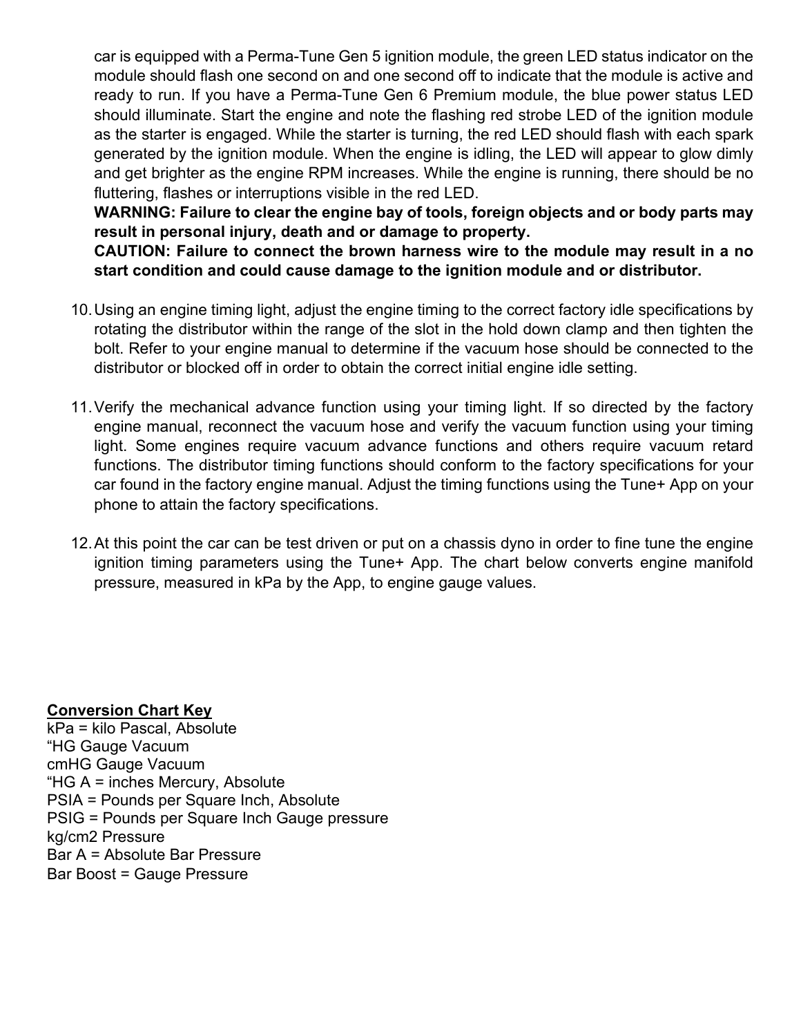car is equipped with a Perma-Tune Gen 5 ignition module, the green LED status indicator on the module should flash one second on and one second off to indicate that the module is active and ready to run. If you have a Perma-Tune Gen 6 Premium module, the blue power status LED should illuminate. Start the engine and note the flashing red strobe LED of the ignition module as the starter is engaged. While the starter is turning, the red LED should flash with each spark generated by the ignition module. When the engine is idling, the LED will appear to glow dimly and get brighter as the engine RPM increases. While the engine is running, there should be no fluttering, flashes or interruptions visible in the red LED.

**WARNING: Failure to clear the engine bay of tools, foreign objects and or body parts may result in personal injury, death and or damage to property.**

**CAUTION: Failure to connect the brown harness wire to the module may result in a no start condition and could cause damage to the ignition module and or distributor.**

10. Using an engine timing light, adjust the engine timing to the correct factory idle specifications by rotating the distributor within the range of the slot in the hold down clamp and then tighten the bolt. Refer to your engine manual to determine if the vacuum hose should be connected to the distributor or blocked off in order to obtain the correct initial engine idle setting.

11. Verify the mechanical advance function using your timing light. If so directed by the factory engine manual, reconnect the vacuum hose and verify the vacuum function using your timing light. Some engines require vacuum advance functions and others require vacuum retard functions. The distributor timing functions should conform to the factory specifications for your car found in the factory engine manual. Adjust the timing functions using the Tune+ App on your phone to attain the factory specifications.

12. At this point the car can be test driven or put on a chassis dyno in order to fine tune the engine ignition timing parameters using the Tune+ App. The chart below converts engine manifold pressure, measured in kPa by the App, to engine gauge values.

**Conversion Chart Key**

kPa = kilo Pascal, Absolute  
"HG Gauge Vacuum  
cmHG Gauge Vacuum  
"HG A = inches Mercury, Absolute  
PSIA = Pounds per Square Inch, Absolute  
PSIG = Pounds per Square Inch Gauge pressure  
kg/cm2 Pressure  
Bar A = Absolute Bar Pressure  
Bar Boost = Gauge Pressure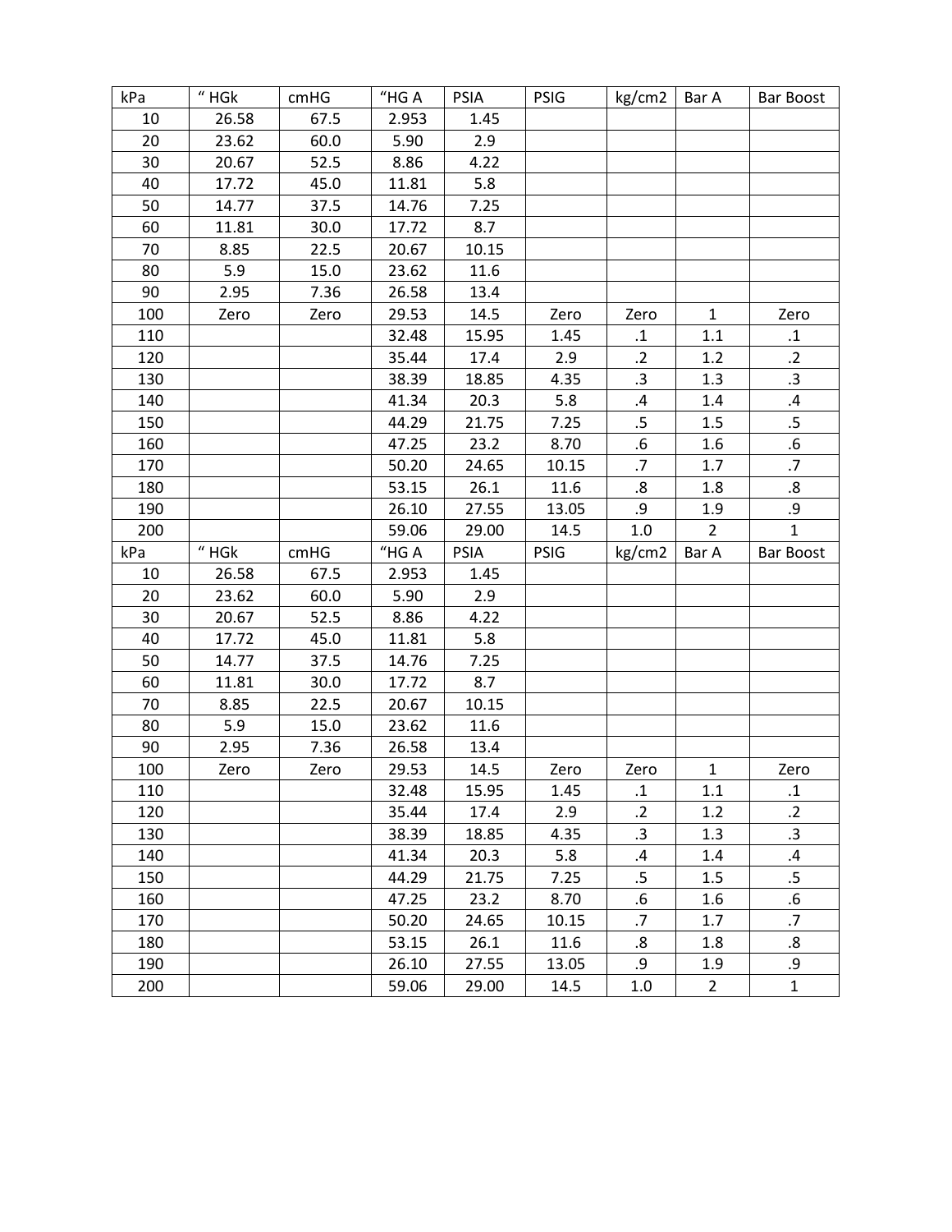| kPa | " HGk | cmHG | "HG A | PSIA | PSIG | kg/cm2 | Bar A | Bar Boost |
|---|---|---|---|---|---|---|---|---|
| 10 | 26.58 | 67.5 | 2.953 | 1.45 | | | | |
| 20 | 23.62 | 60.0 | 5.90 | 2.9 | | | | |
| 30 | 20.67 | 52.5 | 8.86 | 4.22 | | | | |
| 40 | 17.72 | 45.0 | 11.81 | 5.8 | | | | |
| 50 | 14.77 | 37.5 | 14.76 | 7.25 | | | | |
| 60 | 11.81 | 30.0 | 17.72 | 8.7 | | | | |
| 70 | 8.85 | 22.5 | 20.67 | 10.15 | | | | |
| 80 | 5.9 | 15.0 | 23.62 | 11.6 | | | | |
| 90 | 2.95 | 7.36 | 26.58 | 13.4 | | | | |
| 100 | Zero | Zero | 29.53 | 14.5 | Zero | Zero | 1 | Zero |
| 110 | | | 32.48 | 15.95 | 1.45 | .1 | 1.1 | .1 |
| 120 | | | 35.44 | 17.4 | 2.9 | .2 | 1.2 | .2 |
| 130 | | | 38.39 | 18.85 | 4.35 | .3 | 1.3 | .3 |
| 140 | | | 41.34 | 20.3 | 5.8 | .4 | 1.4 | .4 |
| 150 | | | 44.29 | 21.75 | 7.25 | .5 | 1.5 | .5 |
| 160 | | | 47.25 | 23.2 | 8.70 | .6 | 1.6 | .6 |
| 170 | | | 50.20 | 24.65 | 10.15 | .7 | 1.7 | .7 |
| 180 | | | 53.15 | 26.1 | 11.6 | .8 | 1.8 | .8 |
| 190 | | | 26.10 | 27.55 | 13.05 | .9 | 1.9 | .9 |
| 200 | | | 59.06 | 29.00 | 14.5 | 1.0 | 2 | 1 |

| kPa | " HGk | cmHG | "HG A | PSIA | PSIG | kg/cm2 | Bar A | Bar Boost |
|---|---|---|---|---|---|---|---|---|
| 10 | 26.58 | 67.5 | 2.953 | 1.45 | | | | |
| 20 | 23.62 | 60.0 | 5.90 | 2.9 | | | | |
| 30 | 20.67 | 52.5 | 8.86 | 4.22 | | | | |
| 40 | 17.72 | 45.0 | 11.81 | 5.8 | | | | |
| 50 | 14.77 | 37.5 | 14.76 | 7.25 | | | | |
| 60 | 11.81 | 30.0 | 17.72 | 8.7 | | | | |
| 70 | 8.85 | 22.5 | 20.67 | 10.15 | | | | |
| 80 | 5.9 | 15.0 | 23.62 | 11.6 | | | | |
| 90 | 2.95 | 7.36 | 26.58 | 13.4 | | | | |
| 100 | Zero | Zero | 29.53 | 14.5 | Zero | Zero | 1 | Zero |
| 110 | | | 32.48 | 15.95 | 1.45 | .1 | 1.1 | .1 |
| 120 | | | 35.44 | 17.4 | 2.9 | .2 | 1.2 | .2 |
| 130 | | | 38.39 | 18.85 | 4.35 | .3 | 1.3 | .3 |
| 140 | | | 41.34 | 20.3 | 5.8 | .4 | 1.4 | .4 |
| 150 | | | 44.29 | 21.75 | 7.25 | .5 | 1.5 | .5 |
| 160 | | | 47.25 | 23.2 | 8.70 | .6 | 1.6 | .6 |
| 170 | | | 50.20 | 24.65 | 10.15 | .7 | 1.7 | .7 |
| 180 | | | 53.15 | 26.1 | 11.6 | .8 | 1.8 | .8 |
| 190 | | | 26.10 | 27.55 | 13.05 | .9 | 1.9 | .9 |
| 200 | | | 59.06 | 29.00 | 14.5 | 1.0 | 2 | 1 |